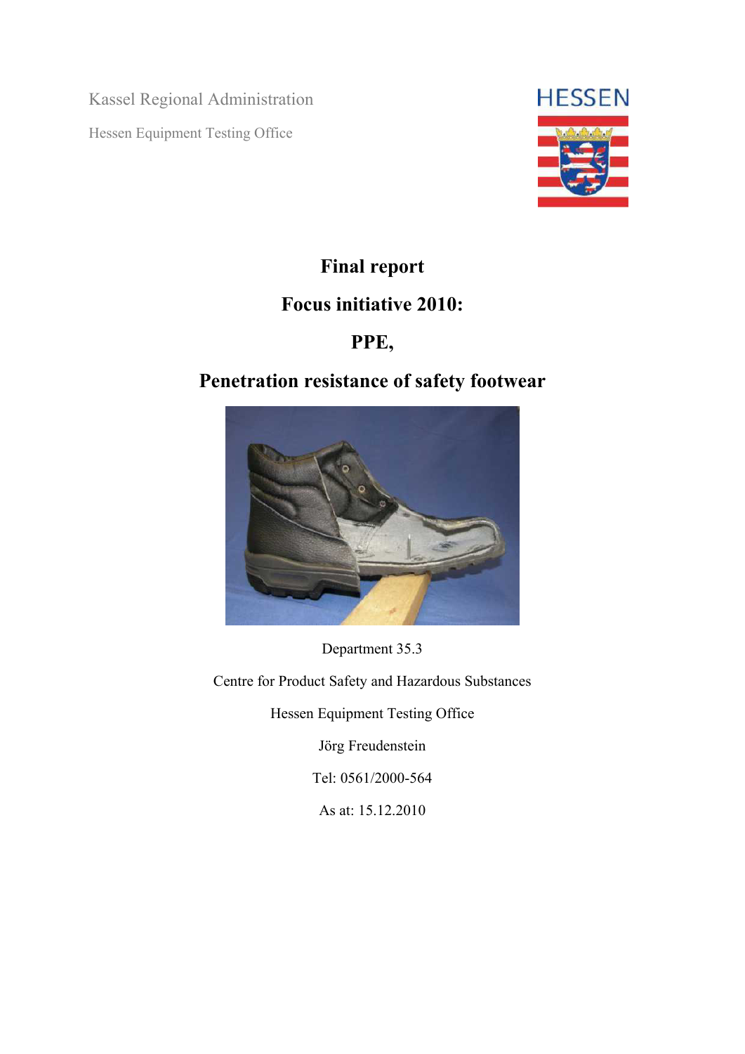Kassel Regional Administration

Hessen Equipment Testing Office

HESSEN

# Final report

# Focus initiative 2010:

# PPE,

# Penetration resistance of safety footwear

Department 35.3

Centre for Product Safety and Hazardous Substances

Hessen Equipment Testing Office

Jörg Freudenstein

Tel: 0561/2000-564

As at: 15.12.2010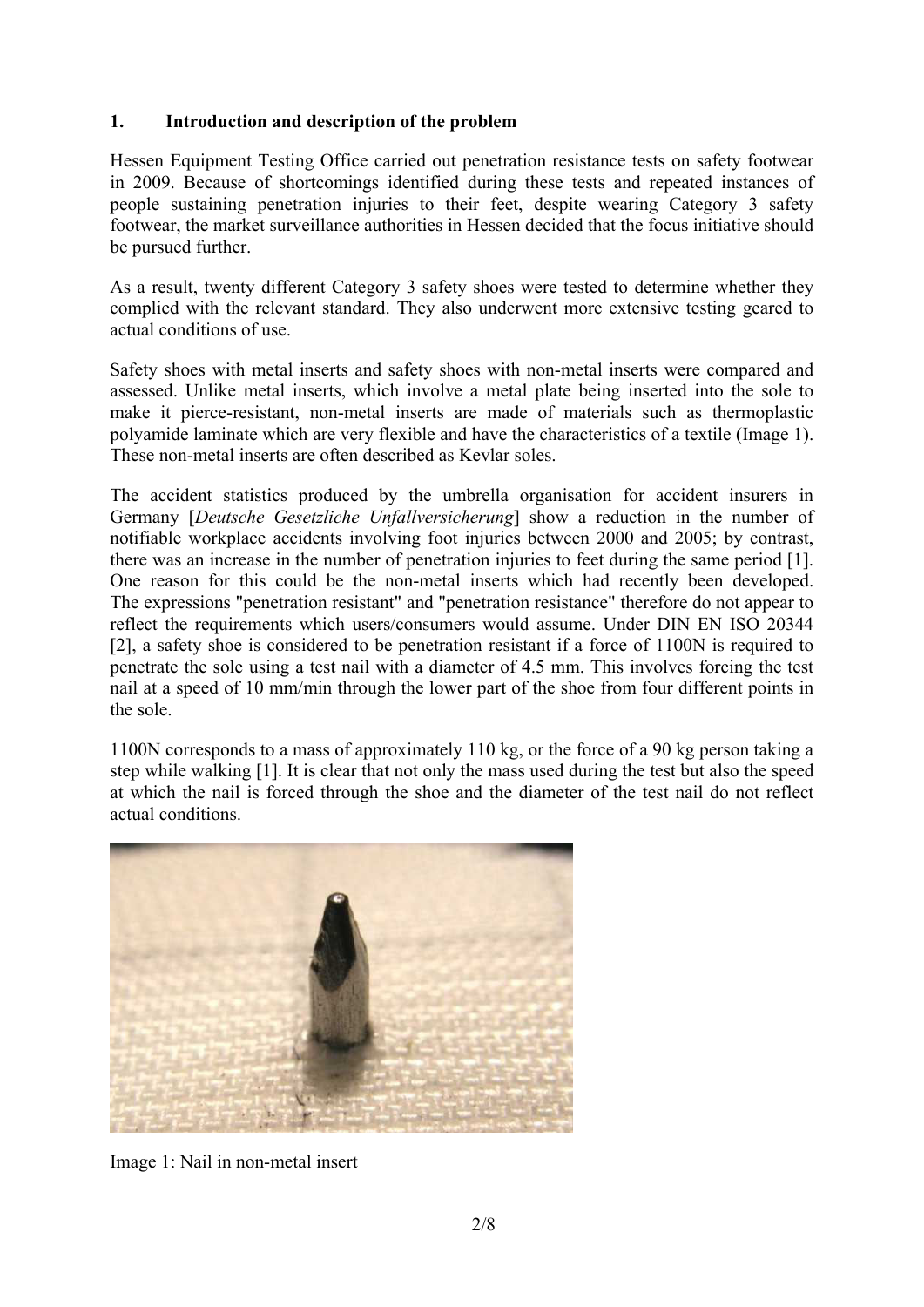## 1. Introduction and description of the problem

Hessen Equipment Testing Office carried out penetration resistance tests on safety footwear in 2009. Because of shortcomings identified during these tests and repeated instances of people sustaining penetration injuries to their feet, despite wearing Category 3 safety footwear, the market surveillance authorities in Hessen decided that the focus initiative should be pursued further.

As a result, twenty different Category 3 safety shoes were tested to determine whether they complied with the relevant standard. They also underwent more extensive testing geared to actual conditions of use.

Safety shoes with metal inserts and safety shoes with non-metal inserts were compared and assessed. Unlike metal inserts, which involve a metal plate being inserted into the sole to make it pierce-resistant, non-metal inserts are made of materials such as thermoplastic polyamide laminate which are very flexible and have the characteristics of a textile (Image 1). These non-metal inserts are often described as Kevlar soles.

The accident statistics produced by the umbrella organisation for accident insurers in Germany [*Deutsche Gesetzliche Unfallversicherung*] show a reduction in the number of notifiable workplace accidents involving foot injuries between 2000 and 2005; by contrast, there was an increase in the number of penetration injuries to feet during the same period [1]. One reason for this could be the non-metal inserts which had recently been developed. The expressions "penetration resistant" and "penetration resistance" therefore do not appear to reflect the requirements which users/consumers would assume. Under DIN EN ISO 20344 [2], a safety shoe is considered to be penetration resistant if a force of 1100N is required to penetrate the sole using a test nail with a diameter of 4.5 mm. This involves forcing the test nail at a speed of 10 mm/min through the lower part of the shoe from four different points in the sole.

1100N corresponds to a mass of approximately 110 kg, or the force of a 90 kg person taking a step while walking [1]. It is clear that not only the mass used during the test but also the speed at which the nail is forced through the shoe and the diameter of the test nail do not reflect actual conditions.

Image 1: Nail in non-metal insert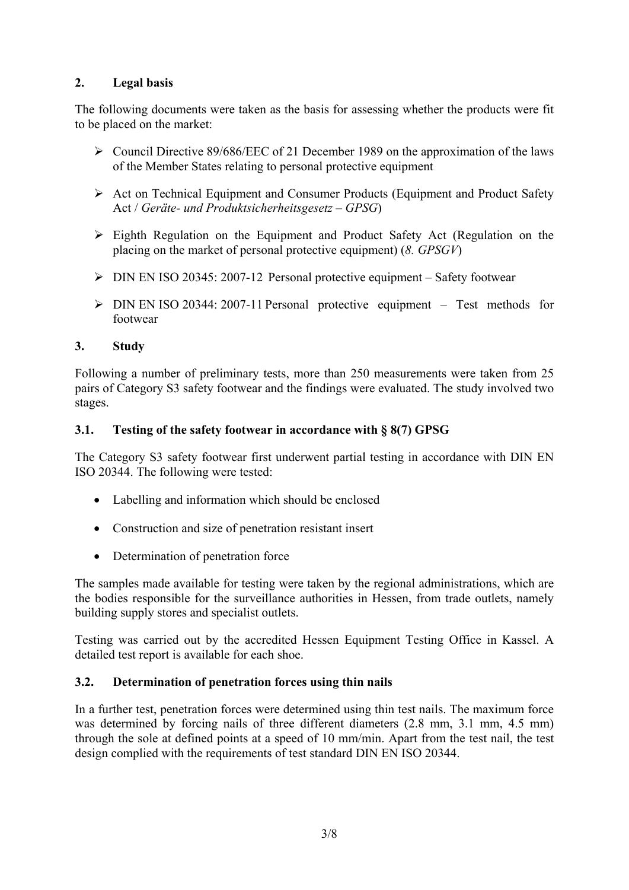## 2. Legal basis

The following documents were taken as the basis for assessing whether the products were fit to be placed on the market:

- Council Directive 89/686/EEC of 21 December 1989 on the approximation of the laws of the Member States relating to personal protective equipment
- Act on Technical Equipment and Consumer Products (Equipment and Product Safety Act / *Geräte- und Produktsicherheitsgesetz – GPSG*)
- Eighth Regulation on the Equipment and Product Safety Act (Regulation on the placing on the market of personal protective equipment) (*8. GPSGV*)
- DIN EN ISO 20345: 2007-12 Personal protective equipment – Safety footwear
- DIN EN ISO 20344: 2007-11 Personal protective equipment – Test methods for footwear

## 3. Study

Following a number of preliminary tests, more than 250 measurements were taken from 25 pairs of Category S3 safety footwear and the findings were evaluated. The study involved two stages.

### 3.1. Testing of the safety footwear in accordance with § 8(7) GPSG

The Category S3 safety footwear first underwent partial testing in accordance with DIN EN ISO 20344. The following were tested:

- Labelling and information which should be enclosed
- Construction and size of penetration resistant insert
- Determination of penetration force

The samples made available for testing were taken by the regional administrations, which are the bodies responsible for the surveillance authorities in Hessen, from trade outlets, namely building supply stores and specialist outlets.

Testing was carried out by the accredited Hessen Equipment Testing Office in Kassel. A detailed test report is available for each shoe.

### 3.2. Determination of penetration forces using thin nails

In a further test, penetration forces were determined using thin test nails. The maximum force was determined by forcing nails of three different diameters (2.8 mm, 3.1 mm, 4.5 mm) through the sole at defined points at a speed of 10 mm/min. Apart from the test nail, the test design complied with the requirements of test standard DIN EN ISO 20344.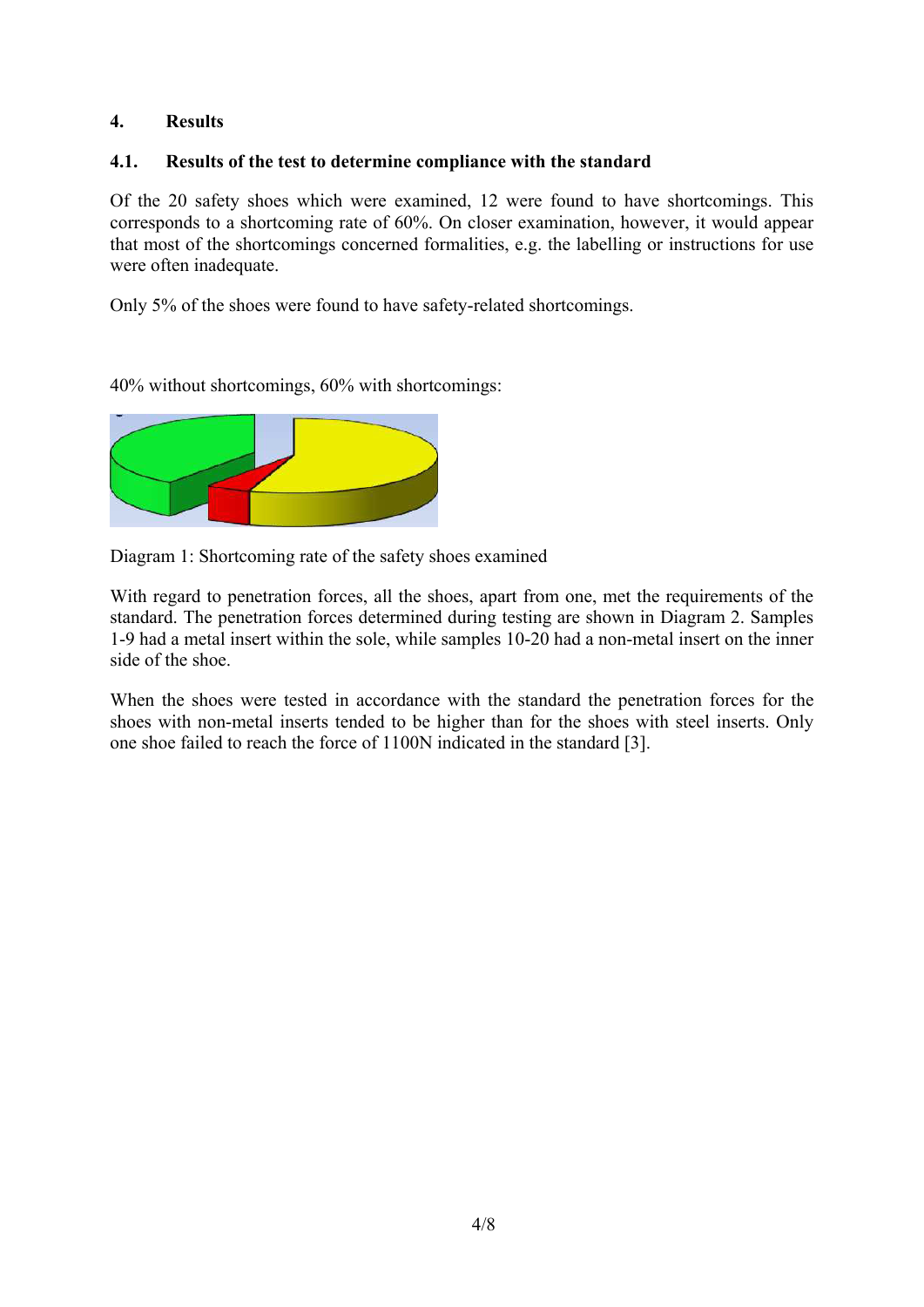## 4. Results

### 4.1. Results of the test to determine compliance with the standard

Of the 20 safety shoes which were examined, 12 were found to have shortcomings. This corresponds to a shortcoming rate of 60%. On closer examination, however, it would appear that most of the shortcomings concerned formalities, e.g. the labelling or instructions for use were often inadequate.

Only 5% of the shoes were found to have safety-related shortcomings.

40% without shortcomings, 60% with shortcomings:

Diagram 1: Shortcoming rate of the safety shoes examined

With regard to penetration forces, all the shoes, apart from one, met the requirements of the standard. The penetration forces determined during testing are shown in Diagram 2. Samples 1-9 had a metal insert within the sole, while samples 10-20 had a non-metal insert on the inner side of the shoe.

When the shoes were tested in accordance with the standard the penetration forces for the shoes with non-metal inserts tended to be higher than for the shoes with steel inserts. Only one shoe failed to reach the force of 1100N indicated in the standard [3].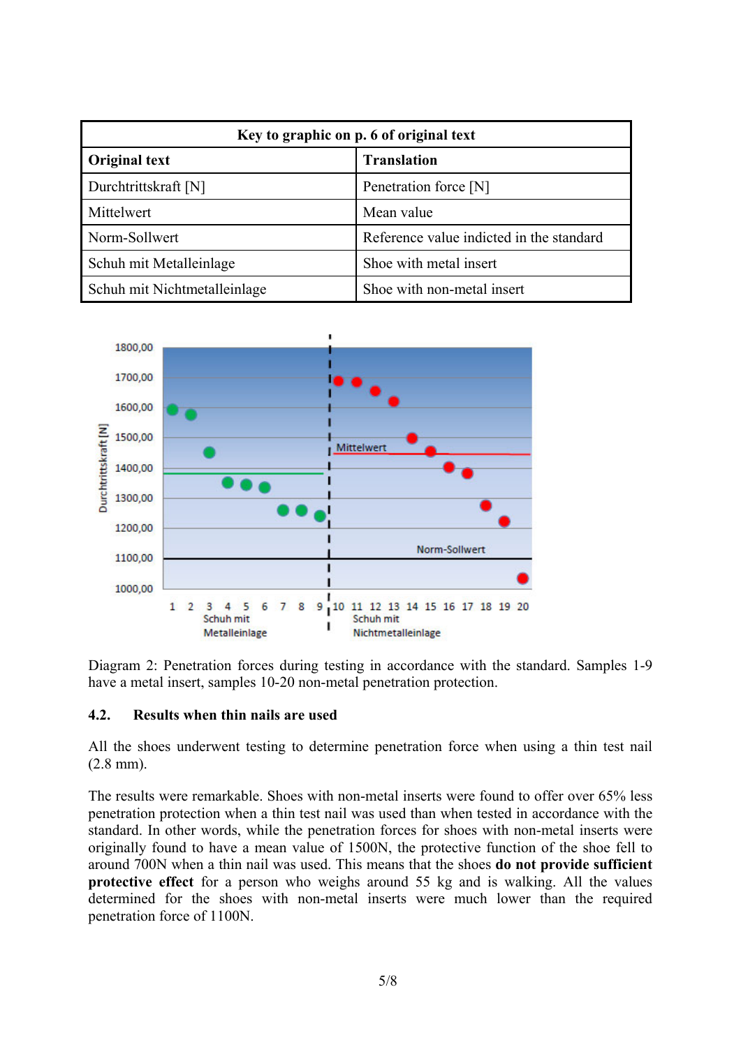| Key to graphic on p. 6 of original text | |
|---|---|
| **Original text** | **Translation** |
| Durchtrittskraft [N] | Penetration force [N] |
| Mittelwert | Mean value |
| Norm-Sollwert | Reference value indicted in the standard |
| Schuh mit Metalleinlage | Shoe with metal insert |
| Schuh mit Nichtmetalleinlage | Shoe with non-metal insert |

Diagram 2: Penetration forces during testing in accordance with the standard. Samples 1-9 have a metal insert, samples 10-20 non-metal penetration protection.

### 4.2. Results when thin nails are used

All the shoes underwent testing to determine penetration force when using a thin test nail (2.8 mm).

The results were remarkable. Shoes with non-metal inserts were found to offer over 65% less penetration protection when a thin test nail was used than when tested in accordance with the standard. In other words, while the penetration forces for shoes with non-metal inserts were originally found to have a mean value of 1500N, the protective function of the shoe fell to around 700N when a thin nail was used. This means that the shoes **do not provide sufficient protective effect** for a person who weighs around 55 kg and is walking. All the values determined for the shoes with non-metal inserts were much lower than the required penetration force of 1100N.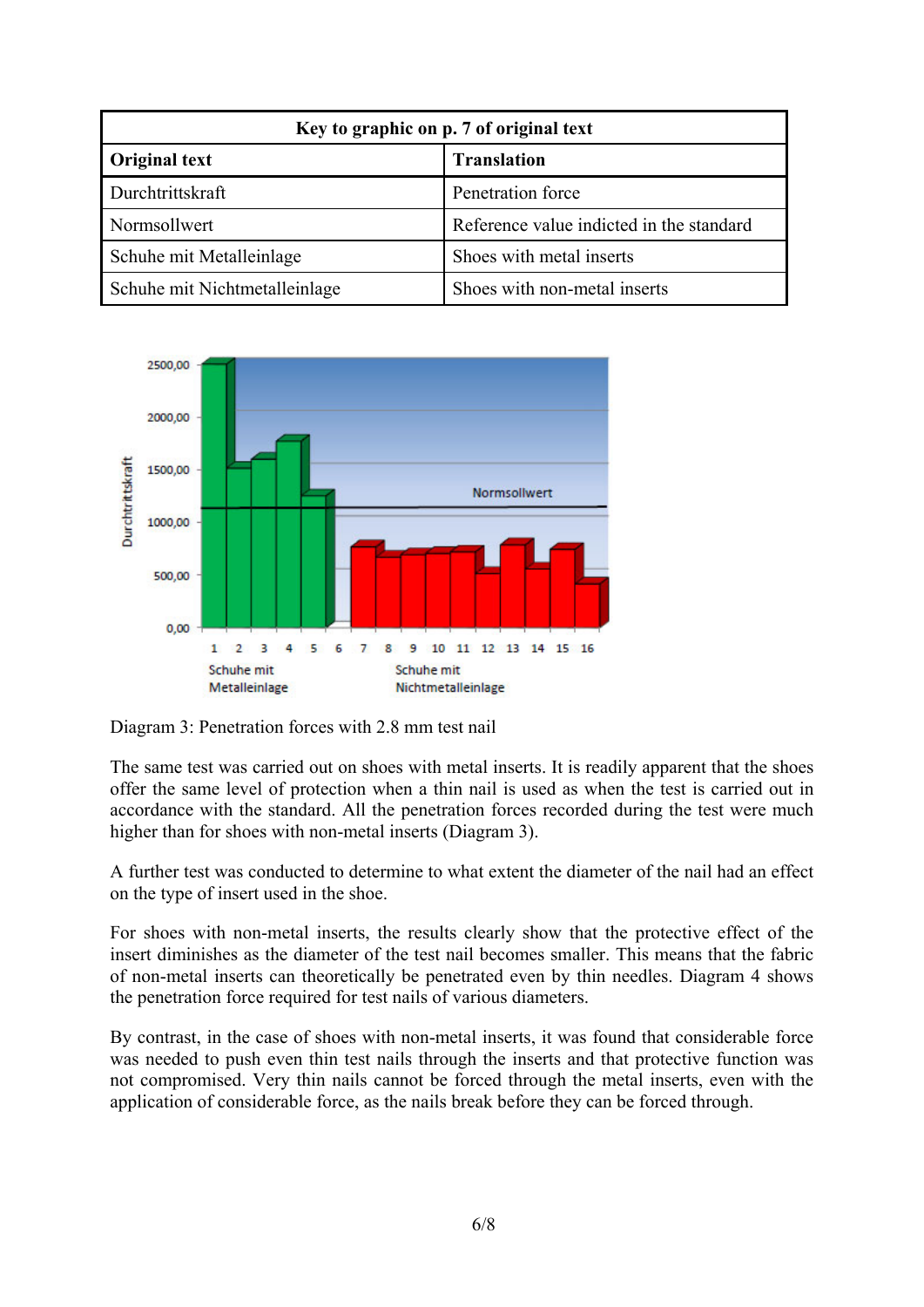| Key to graphic on p. 7 of original text | |
|---|---|
| **Original text** | **Translation** |
| Durchtrittskraft | Penetration force |
| Normsollwert | Reference value indicted in the standard |
| Schuhe mit Metalleinlage | Shoes with metal inserts |
| Schuhe mit Nichtmetalleinlage | Shoes with non-metal inserts |

Diagram 3: Penetration forces with 2.8 mm test nail

The same test was carried out on shoes with metal inserts. It is readily apparent that the shoes offer the same level of protection when a thin nail is used as when the test is carried out in accordance with the standard. All the penetration forces recorded during the test were much higher than for shoes with non-metal inserts (Diagram 3).

A further test was conducted to determine to what extent the diameter of the nail had an effect on the type of insert used in the shoe.

For shoes with non-metal inserts, the results clearly show that the protective effect of the insert diminishes as the diameter of the test nail becomes smaller. This means that the fabric of non-metal inserts can theoretically be penetrated even by thin needles. Diagram 4 shows the penetration force required for test nails of various diameters.

By contrast, in the case of shoes with non-metal inserts, it was found that considerable force was needed to push even thin test nails through the inserts and that protective function was not compromised. Very thin nails cannot be forced through the metal inserts, even with the application of considerable force, as the nails break before they can be forced through.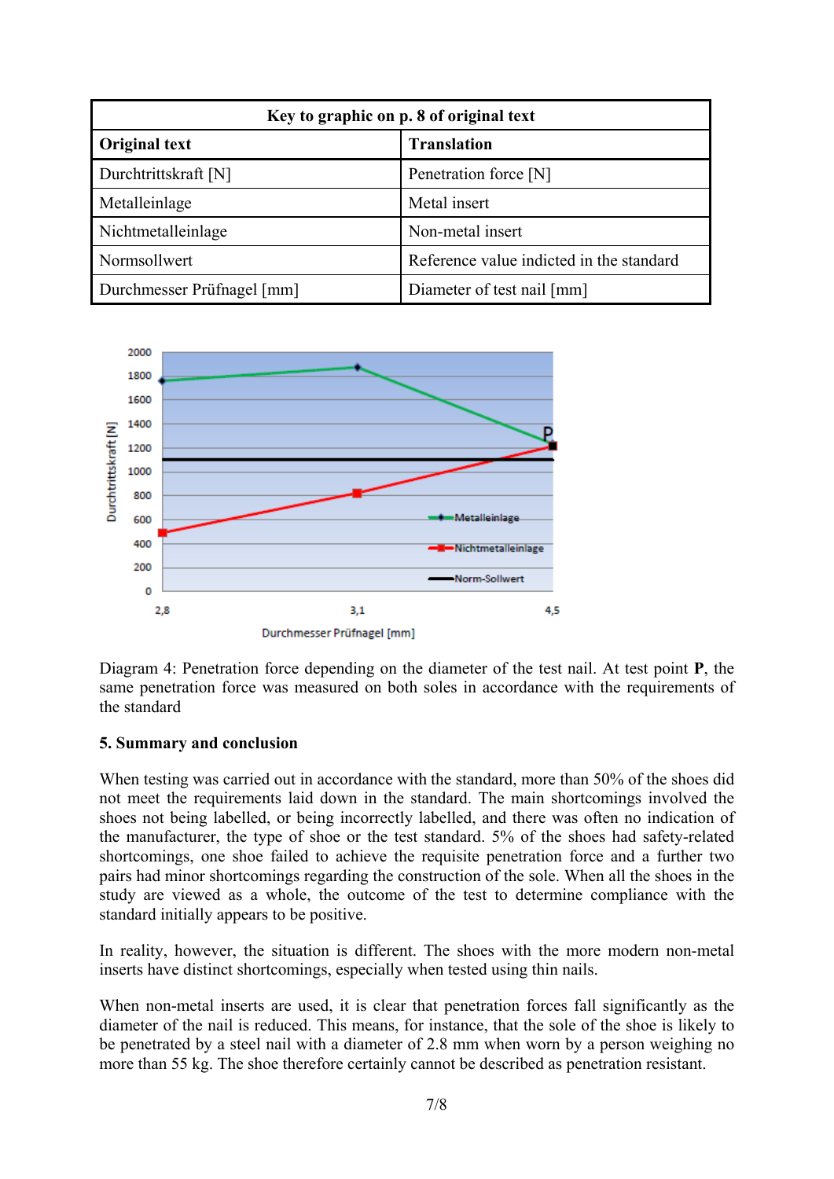| Key to graphic on p. 8 of original text | |
|---|---|
| **Original text** | **Translation** |
| Durchtrittskraft [N] | Penetration force [N] |
| Metalleinlage | Metal insert |
| Nichtmetalleinlage | Non-metal insert |
| Normsollwert | Reference value indicted in the standard |
| Durchmesser Prüfnagel [mm] | Diameter of test nail [mm] |

Diagram 4: Penetration force depending on the diameter of the test nail. At test point **P**, the same penetration force was measured on both soles in accordance with the requirements of the standard

### 5. Summary and conclusion

When testing was carried out in accordance with the standard, more than 50% of the shoes did not meet the requirements laid down in the standard. The main shortcomings involved the shoes not being labelled, or being incorrectly labelled, and there was often no indication of the manufacturer, the type of shoe or the test standard. 5% of the shoes had safety-related shortcomings, one shoe failed to achieve the requisite penetration force and a further two pairs had minor shortcomings regarding the construction of the sole. When all the shoes in the study are viewed as a whole, the outcome of the test to determine compliance with the standard initially appears to be positive.

In reality, however, the situation is different. The shoes with the more modern non-metal inserts have distinct shortcomings, especially when tested using thin nails.

When non-metal inserts are used, it is clear that penetration forces fall significantly as the diameter of the nail is reduced. This means, for instance, that the sole of the shoe is likely to be penetrated by a steel nail with a diameter of 2.8 mm when worn by a person weighing no more than 55 kg. The shoe therefore certainly cannot be described as penetration resistant.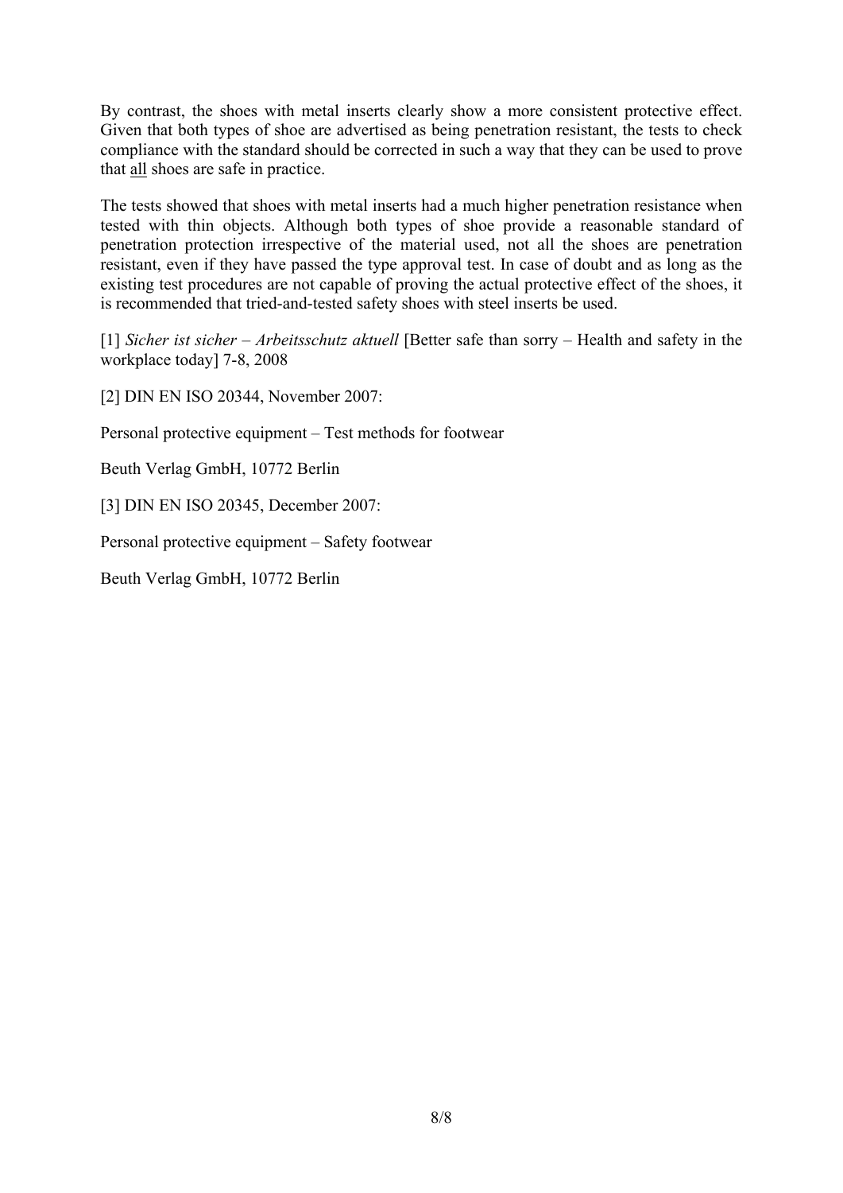By contrast, the shoes with metal inserts clearly show a more consistent protective effect. Given that both types of shoe are advertised as being penetration resistant, the tests to check compliance with the standard should be corrected in such a way that they can be used to prove that <u>all</u> shoes are safe in practice.

The tests showed that shoes with metal inserts had a much higher penetration resistance when tested with thin objects. Although both types of shoe provide a reasonable standard of penetration protection irrespective of the material used, not all the shoes are penetration resistant, even if they have passed the type approval test. In case of doubt and as long as the existing test procedures are not capable of proving the actual protective effect of the shoes, it is recommended that tried-and-tested safety shoes with steel inserts be used.

[1] *Sicher ist sicher – Arbeitsschutz aktuell* [Better safe than sorry – Health and safety in the workplace today] 7-8, 2008

[2] DIN EN ISO 20344, November 2007:

Personal protective equipment – Test methods for footwear

Beuth Verlag GmbH, 10772 Berlin

[3] DIN EN ISO 20345, December 2007:

Personal protective equipment – Safety footwear

Beuth Verlag GmbH, 10772 Berlin